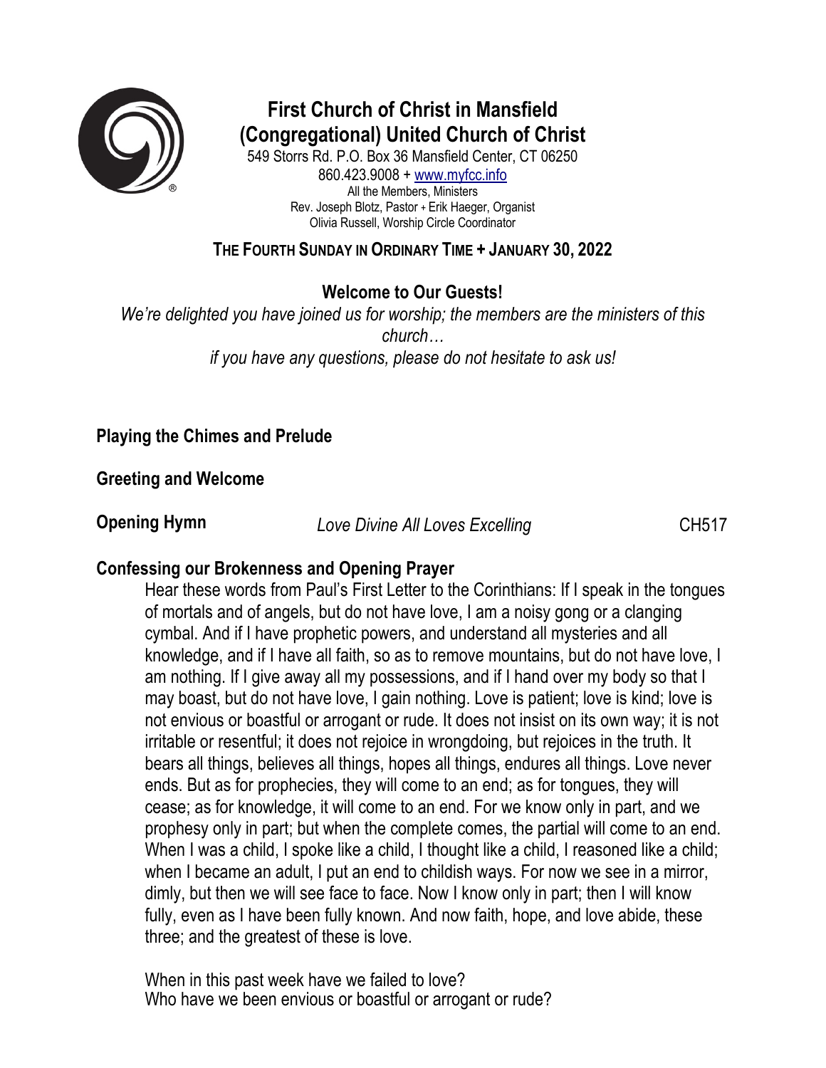# First Church of Christ in Mansfield (Congregational) United Church of Christ

549 Storrs Rd. P.O. Box 36 Mansfield Center, CT 06250
860.423.9008 + www.myfcc.info
All the Members, Ministers
Rev. Joseph Blotz, Pastor + Erik Haeger, Organist
Olivia Russell, Worship Circle Coordinator

## THE FOURTH SUNDAY IN ORDINARY TIME + JANUARY 30, 2022

### Welcome to Our Guests!

*We're delighted you have joined us for worship; the members are the ministers of this church…*
*if you have any questions, please do not hesitate to ask us!*

**Playing the Chimes and Prelude**

**Greeting and Welcome**

**Opening Hymn** *Love Divine All Loves Excelling* CH517

**Confessing our Brokenness and Opening Prayer**

Hear these words from Paul's First Letter to the Corinthians: If I speak in the tongues of mortals and of angels, but do not have love, I am a noisy gong or a clanging cymbal. And if I have prophetic powers, and understand all mysteries and all knowledge, and if I have all faith, so as to remove mountains, but do not have love, I am nothing. If I give away all my possessions, and if I hand over my body so that I may boast, but do not have love, I gain nothing. Love is patient; love is kind; love is not envious or boastful or arrogant or rude. It does not insist on its own way; it is not irritable or resentful; it does not rejoice in wrongdoing, but rejoices in the truth. It bears all things, believes all things, hopes all things, endures all things. Love never ends. But as for prophecies, they will come to an end; as for tongues, they will cease; as for knowledge, it will come to an end. For we know only in part, and we prophesy only in part; but when the complete comes, the partial will come to an end. When I was a child, I spoke like a child, I thought like a child, I reasoned like a child; when I became an adult, I put an end to childish ways. For now we see in a mirror, dimly, but then we will see face to face. Now I know only in part; then I will know fully, even as I have been fully known. And now faith, hope, and love abide, these three; and the greatest of these is love.

When in this past week have we failed to love?
Who have we been envious or boastful or arrogant or rude?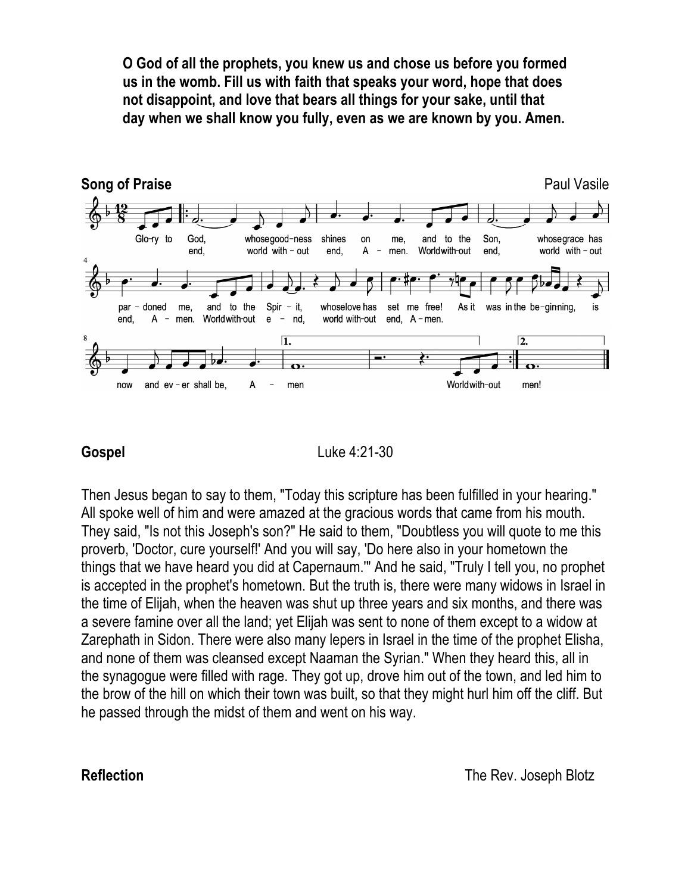**O God of all the prophets, you knew us and chose us before you formed us in the womb. Fill us with faith that speaks your word, hope that does not disappoint, and love that bears all things for your sake, until that day when we shall know you fully, even as we are known by you. Amen.**

**Song of Praise** Paul Vasile

Glo-ry to God, whose good-ness shines on me, and to the Son, whose grace has pardoned me, and to the Spir-it, whose love has set me free! As it was in the be-gin-ning, is now and ev-er shall be, A-men World without end, world with-out end, A-men. World without end, world with-out end, A-men. World without e-nd, world with-out end, A-men. A-men!

**Gospel** Luke 4:21-30

Then Jesus began to say to them, "Today this scripture has been fulfilled in your hearing." All spoke well of him and were amazed at the gracious words that came from his mouth. They said, "Is not this Joseph's son?" He said to them, "Doubtless you will quote to me this proverb, 'Doctor, cure yourself!' And you will say, 'Do here also in your hometown the things that we have heard you did at Capernaum.'" And he said, "Truly I tell you, no prophet is accepted in the prophet's hometown. But the truth is, there were many widows in Israel in the time of Elijah, when the heaven was shut up three years and six months, and there was a severe famine over all the land; yet Elijah was sent to none of them except to a widow at Zarephath in Sidon. There were also many lepers in Israel in the time of the prophet Elisha, and none of them was cleansed except Naaman the Syrian." When they heard this, all in the synagogue were filled with rage. They got up, drove him out of the town, and led him to the brow of the hill on which their town was built, so that they might hurl him off the cliff. But he passed through the midst of them and went on his way.

**Reflection** The Rev. Joseph Blotz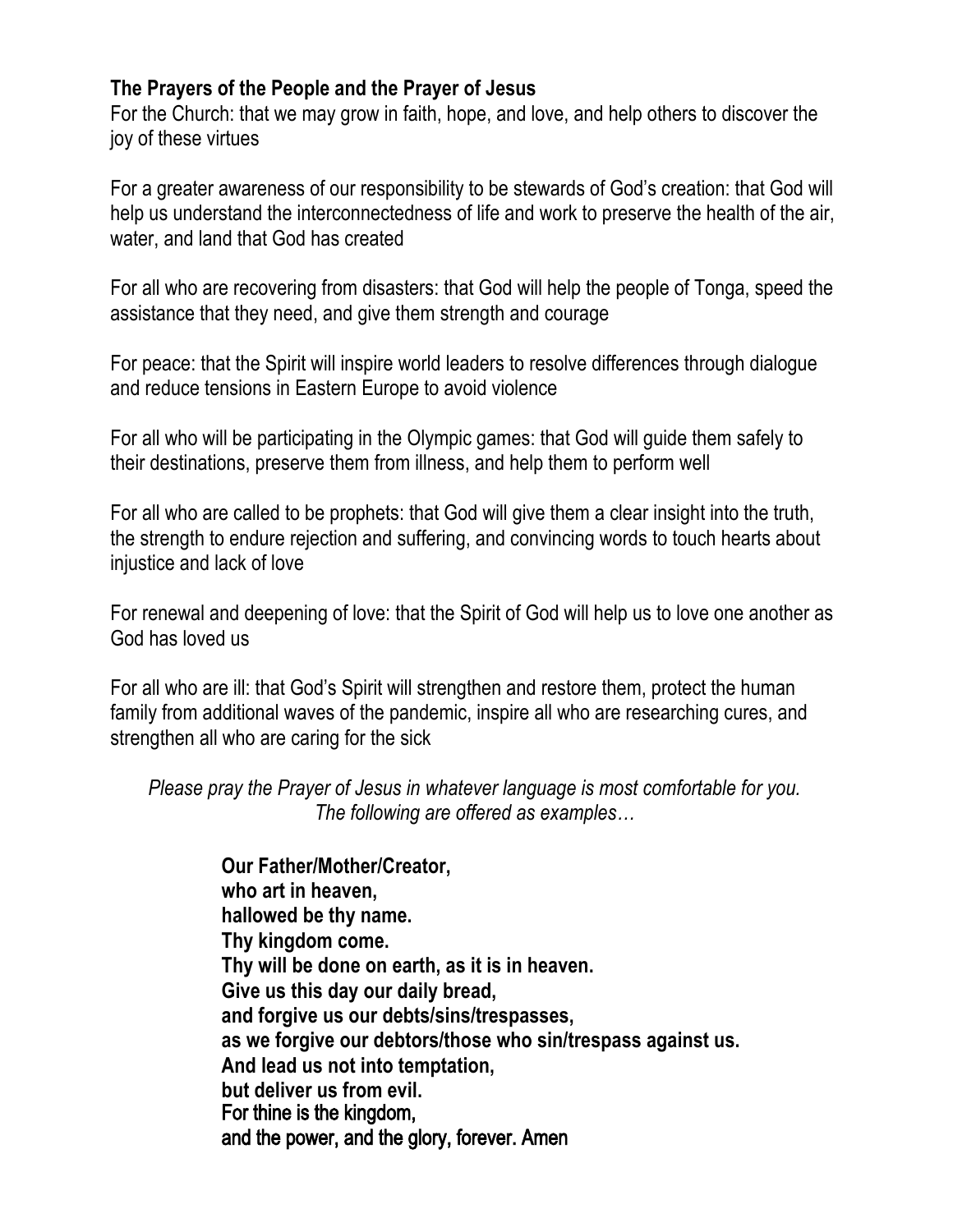**The Prayers of the People and the Prayer of Jesus**

For the Church: that we may grow in faith, hope, and love, and help others to discover the joy of these virtues

For a greater awareness of our responsibility to be stewards of God's creation: that God will help us understand the interconnectedness of life and work to preserve the health of the air, water, and land that God has created

For all who are recovering from disasters: that God will help the people of Tonga, speed the assistance that they need, and give them strength and courage

For peace: that the Spirit will inspire world leaders to resolve differences through dialogue and reduce tensions in Eastern Europe to avoid violence

For all who will be participating in the Olympic games: that God will guide them safely to their destinations, preserve them from illness, and help them to perform well

For all who are called to be prophets: that God will give them a clear insight into the truth, the strength to endure rejection and suffering, and convincing words to touch hearts about injustice and lack of love

For renewal and deepening of love: that the Spirit of God will help us to love one another as God has loved us

For all who are ill: that God's Spirit will strengthen and restore them, protect the human family from additional waves of the pandemic, inspire all who are researching cures, and strengthen all who are caring for the sick

*Please pray the Prayer of Jesus in whatever language is most comfortable for you. The following are offered as examples…*

**Our Father/Mother/Creator,**
**who art in heaven,**
**hallowed be thy name.**
**Thy kingdom come.**
**Thy will be done on earth, as it is in heaven.**
**Give us this day our daily bread,**
**and forgive us our debts/sins/trespasses,**
**as we forgive our debtors/those who sin/trespass against us.**
**And lead us not into temptation,**
**but deliver us from evil.**
**For thine is the kingdom,**
**and the power, and the glory, forever. Amen**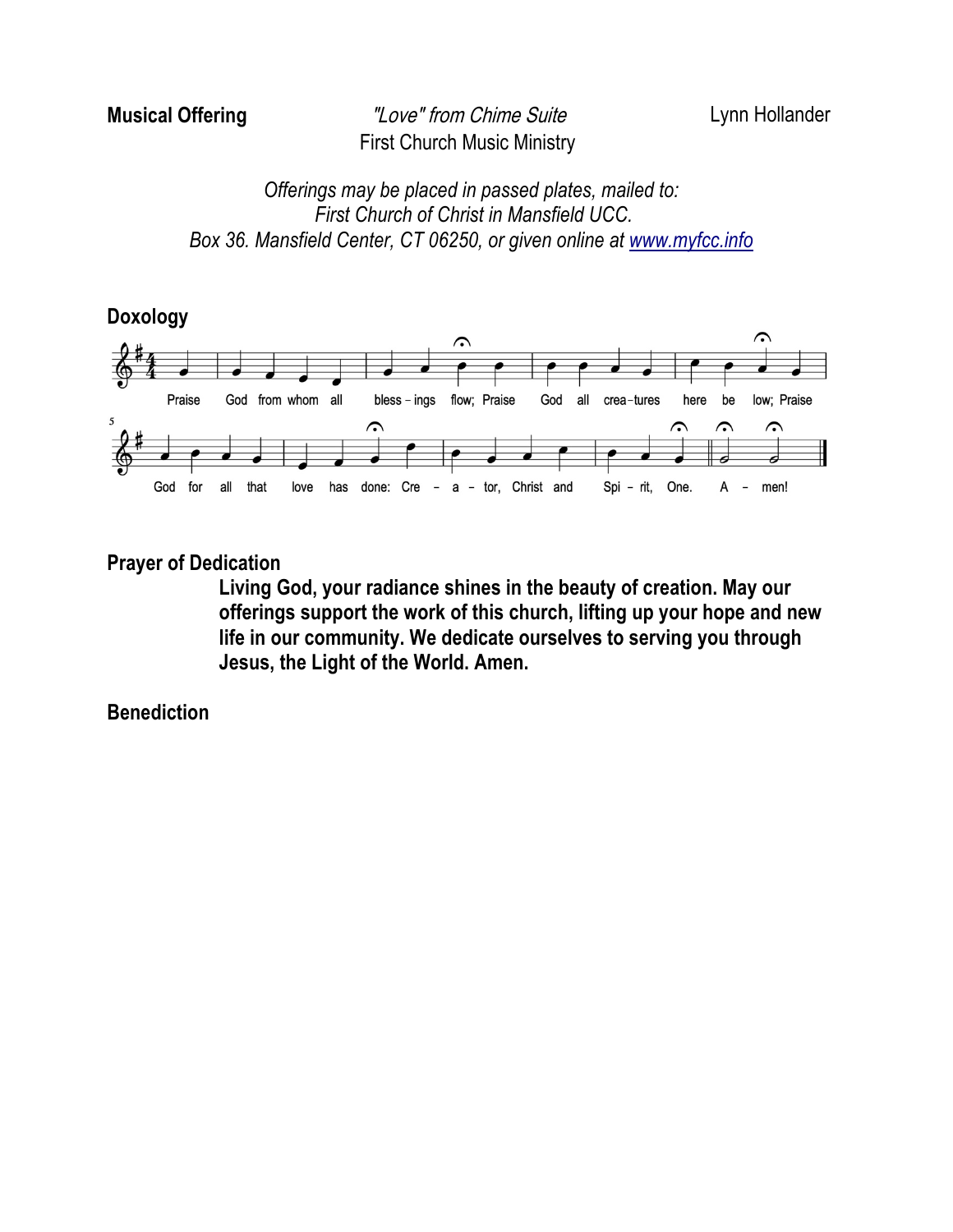**Musical Offering** *"Love" from Chime Suite* Lynn Hollander
First Church Music Ministry

*Offerings may be placed in passed plates, mailed to:*
*First Church of Christ in Mansfield UCC.*
*Box 36. Mansfield Center, CT 06250, or given online at [www.myfcc.info](http://www.myfcc.info)*

**Doxology**

Praise God from whom all bless-ings flow; Praise God all crea-tures here be low; Praise God for all that love has done: Cre - a - tor, Christ and Spi - rit, One. A - men!

**Prayer of Dedication**

**Living God, your radiance shines in the beauty of creation. May our offerings support the work of this church, lifting up your hope and new life in our community. We dedicate ourselves to serving you through Jesus, the Light of the World. Amen.**

**Benediction**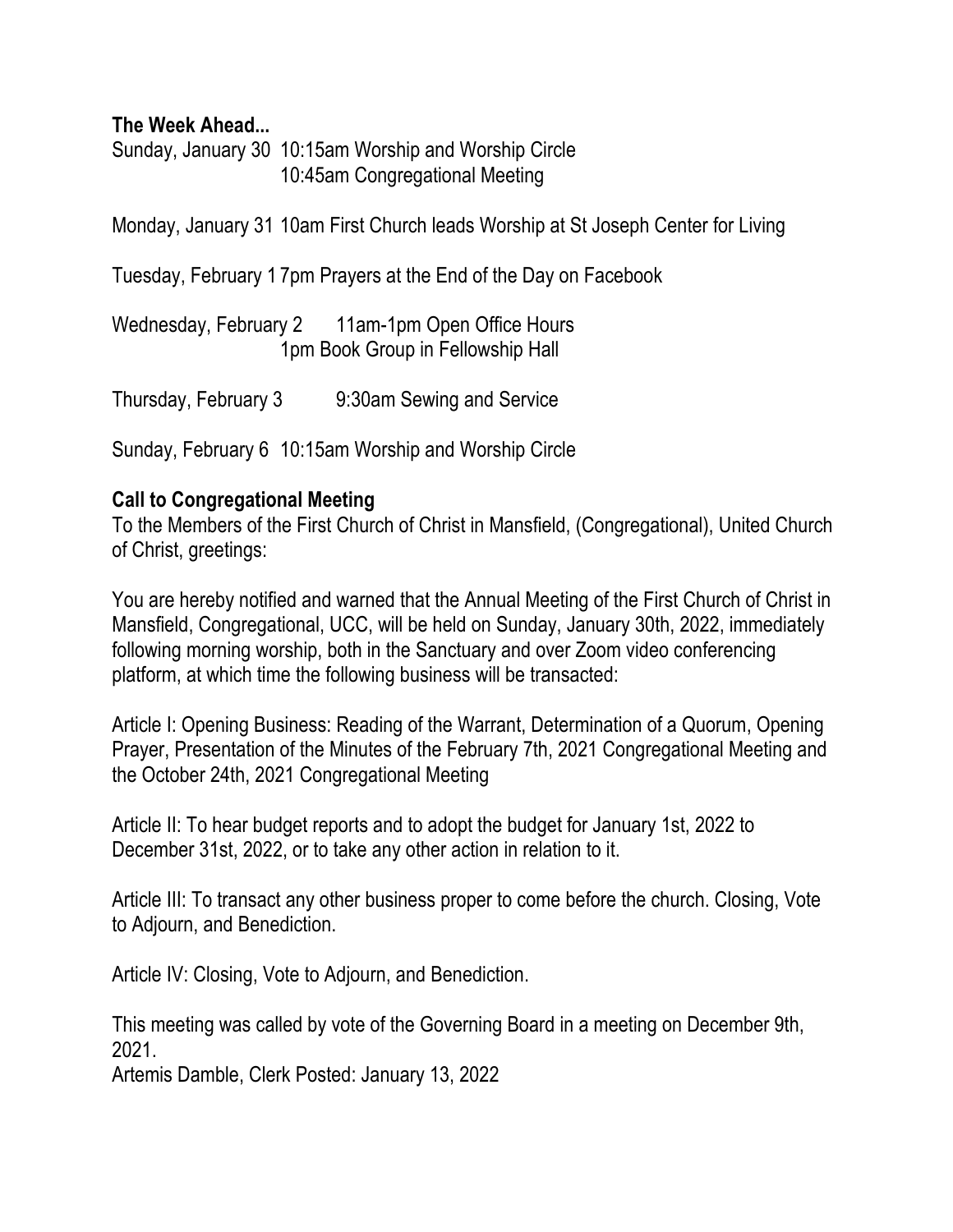**The Week Ahead...**

Sunday, January 30 10:15am Worship and Worship Circle
10:45am Congregational Meeting

Monday, January 31 10am First Church leads Worship at St Joseph Center for Living

Tuesday, February 1 7pm Prayers at the End of the Day on Facebook

Wednesday, February 2 11am-1pm Open Office Hours
1pm Book Group in Fellowship Hall

Thursday, February 3 9:30am Sewing and Service

Sunday, February 6 10:15am Worship and Worship Circle

**Call to Congregational Meeting**

To the Members of the First Church of Christ in Mansfield, (Congregational), United Church of Christ, greetings:

You are hereby notified and warned that the Annual Meeting of the First Church of Christ in Mansfield, Congregational, UCC, will be held on Sunday, January 30th, 2022, immediately following morning worship, both in the Sanctuary and over Zoom video conferencing platform, at which time the following business will be transacted:

Article I: Opening Business: Reading of the Warrant, Determination of a Quorum, Opening Prayer, Presentation of the Minutes of the February 7th, 2021 Congregational Meeting and the October 24th, 2021 Congregational Meeting

Article II: To hear budget reports and to adopt the budget for January 1st, 2022 to December 31st, 2022, or to take any other action in relation to it.

Article III: To transact any other business proper to come before the church. Closing, Vote to Adjourn, and Benediction.

Article IV: Closing, Vote to Adjourn, and Benediction.

This meeting was called by vote of the Governing Board in a meeting on December 9th, 2021.
Artemis Damble, Clerk Posted: January 13, 2022